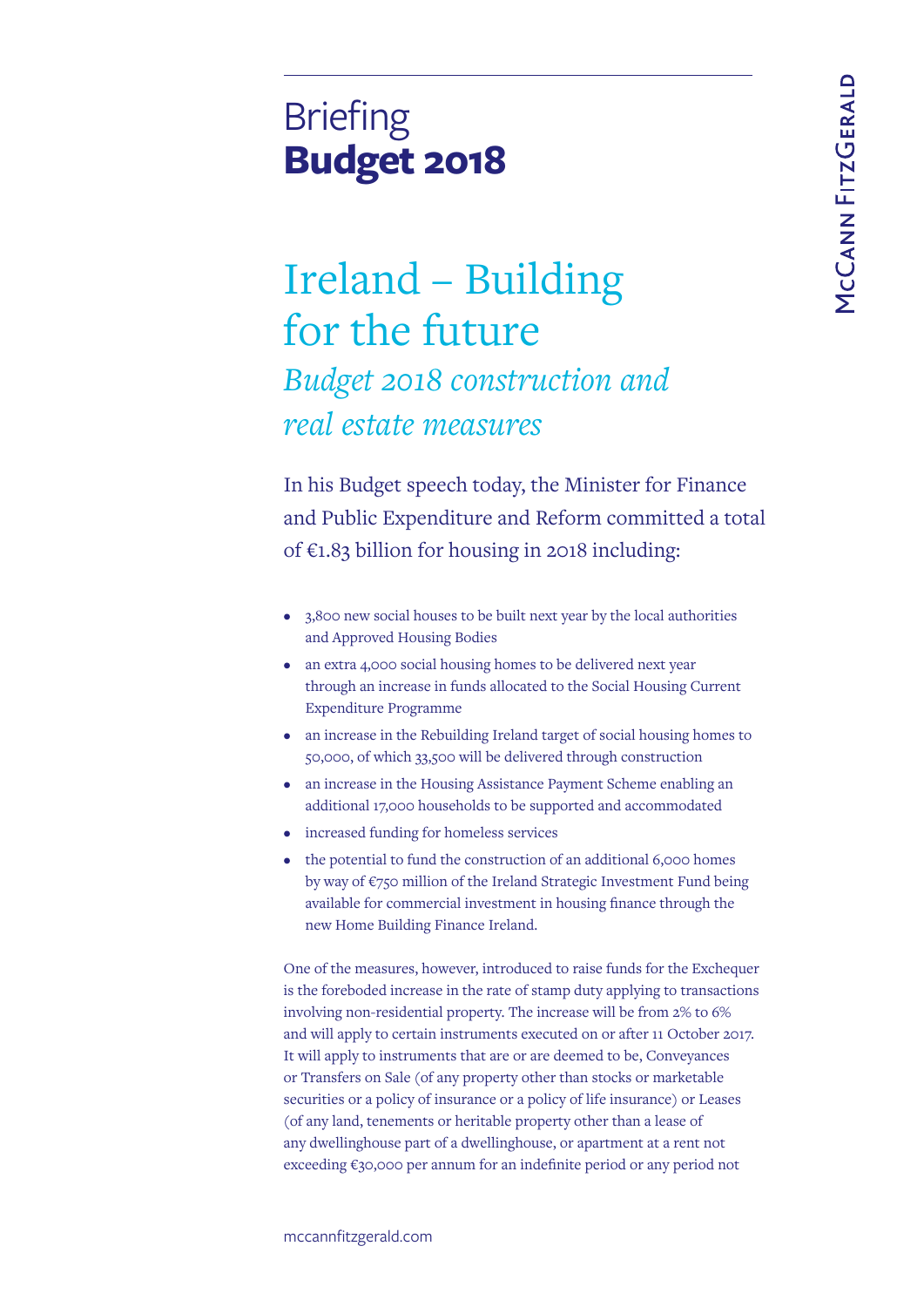# Briefing
# **Budget 2018**

## Ireland – Building for the future

### *Budget 2018 construction and real estate measures*

In his Budget speech today, the Minister for Finance and Public Expenditure and Reform committed a total of €1.83 billion for housing in 2018 including:

- 3,800 new social houses to be built next year by the local authorities and Approved Housing Bodies
- an extra 4,000 social housing homes to be delivered next year through an increase in funds allocated to the Social Housing Current Expenditure Programme
- an increase in the Rebuilding Ireland target of social housing homes to 50,000, of which 33,500 will be delivered through construction
- an increase in the Housing Assistance Payment Scheme enabling an additional 17,000 households to be supported and accommodated
- increased funding for homeless services
- the potential to fund the construction of an additional 6,000 homes by way of €750 million of the Ireland Strategic Investment Fund being available for commercial investment in housing finance through the new Home Building Finance Ireland.

One of the measures, however, introduced to raise funds for the Exchequer is the foreboded increase in the rate of stamp duty applying to transactions involving non-residential property. The increase will be from 2% to 6% and will apply to certain instruments executed on or after 11 October 2017. It will apply to instruments that are or are deemed to be, Conveyances or Transfers on Sale (of any property other than stocks or marketable securities or a policy of insurance or a policy of life insurance) or Leases (of any land, tenements or heritable property other than a lease of any dwellinghouse part of a dwellinghouse, or apartment at a rent not exceeding €30,000 per annum for an indefinite period or any period not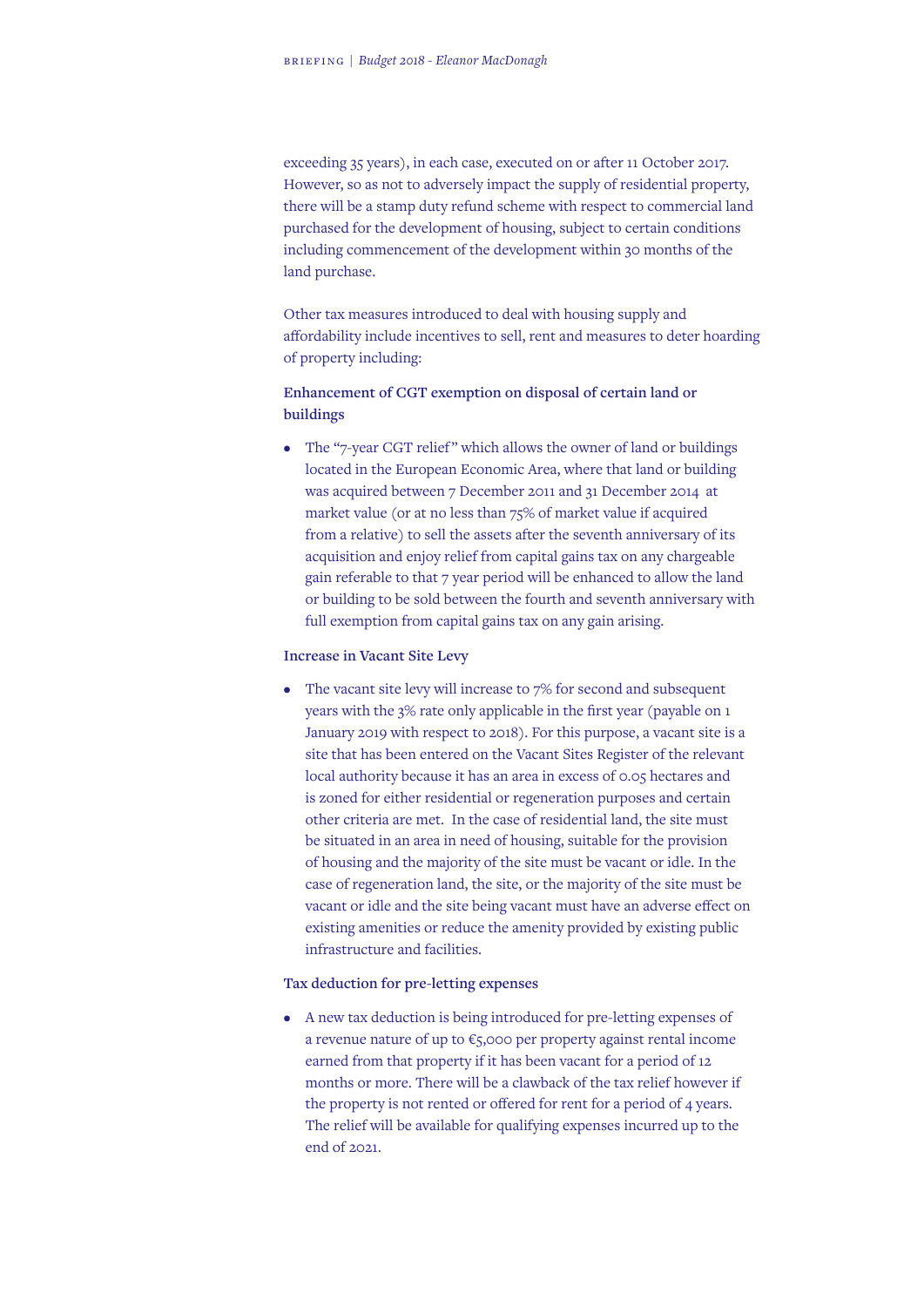exceeding 35 years), in each case, executed on or after 11 October 2017. However, so as not to adversely impact the supply of residential property, there will be a stamp duty refund scheme with respect to commercial land purchased for the development of housing, subject to certain conditions including commencement of the development within 30 months of the land purchase.

Other tax measures introduced to deal with housing supply and affordability include incentives to sell, rent and measures to deter hoarding of property including:

**Enhancement of CGT exemption on disposal of certain land or buildings**

- The "7-year CGT relief" which allows the owner of land or buildings located in the European Economic Area, where that land or building was acquired between 7 December 2011 and 31 December 2014 at market value (or at no less than 75% of market value if acquired from a relative) to sell the assets after the seventh anniversary of its acquisition and enjoy relief from capital gains tax on any chargeable gain referable to that 7 year period will be enhanced to allow the land or building to be sold between the fourth and seventh anniversary with full exemption from capital gains tax on any gain arising.

**Increase in Vacant Site Levy**

- The vacant site levy will increase to 7% for second and subsequent years with the 3% rate only applicable in the first year (payable on 1 January 2019 with respect to 2018). For this purpose, a vacant site is a site that has been entered on the Vacant Sites Register of the relevant local authority because it has an area in excess of 0.05 hectares and is zoned for either residential or regeneration purposes and certain other criteria are met. In the case of residential land, the site must be situated in an area in need of housing, suitable for the provision of housing and the majority of the site must be vacant or idle. In the case of regeneration land, the site, or the majority of the site must be vacant or idle and the site being vacant must have an adverse effect on existing amenities or reduce the amenity provided by existing public infrastructure and facilities.

**Tax deduction for pre-letting expenses**

- A new tax deduction is being introduced for pre-letting expenses of a revenue nature of up to €5,000 per property against rental income earned from that property if it has been vacant for a period of 12 months or more. There will be a clawback of the tax relief however if the property is not rented or offered for rent for a period of 4 years. The relief will be available for qualifying expenses incurred up to the end of 2021.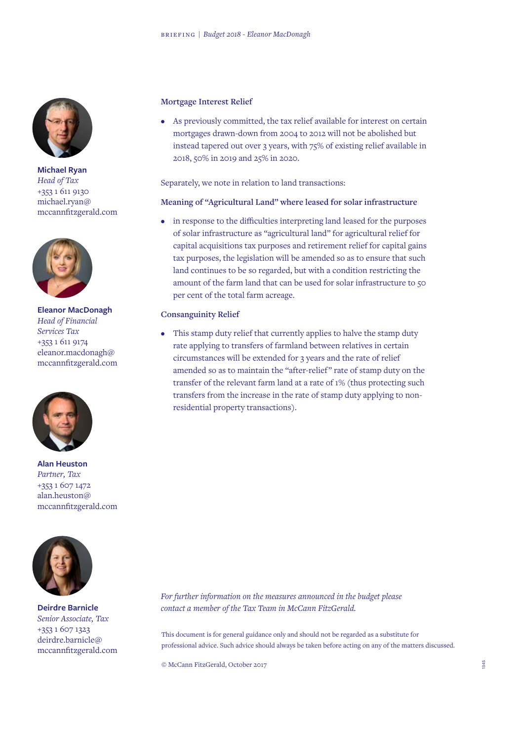**Michael Ryan**
*Head of Tax*
+353 1 611 9130
michael.ryan@
mccannfitzgerald.com

**Eleanor MacDonagh**
*Head of Financial Services Tax*
+353 1 611 9174
eleanor.macdonagh@
mccannfitzgerald.com

**Alan Heuston**
*Partner, Tax*
+353 1 607 1472
alan.heuston@
mccannfitzgerald.com

**Deirdre Barnicle**
*Senior Associate, Tax*
+353 1 607 1323
deirdre.barnicle@
mccannfitzgerald.com

### Mortgage Interest Relief

- As previously committed, the tax relief available for interest on certain mortgages drawn-down from 2004 to 2012 will not be abolished but instead tapered out over 3 years, with 75% of existing relief available in 2018, 50% in 2019 and 25% in 2020.

Separately, we note in relation to land transactions:

### Meaning of "Agricultural Land" where leased for solar infrastructure

- in response to the difficulties interpreting land leased for the purposes of solar infrastructure as "agricultural land" for agricultural relief for capital acquisitions tax purposes and retirement relief for capital gains tax purposes, the legislation will be amended so as to ensure that such land continues to be so regarded, but with a condition restricting the amount of the farm land that can be used for solar infrastructure to 50 per cent of the total farm acreage.

### Consanguinity Relief

- This stamp duty relief that currently applies to halve the stamp duty rate applying to transfers of farmland between relatives in certain circumstances will be extended for 3 years and the rate of relief amended so as to maintain the "after-relief" rate of stamp duty on the transfer of the relevant farm land at a rate of 1% (thus protecting such transfers from the increase in the rate of stamp duty applying to non-residential property transactions).

*For further information on the measures announced in the budget please contact a member of the Tax Team in McCann FitzGerald.*

This document is for general guidance only and should not be regarded as a substitute for professional advice. Such advice should always be taken before acting on any of the matters discussed.

© McCann FitzGerald, October 2017